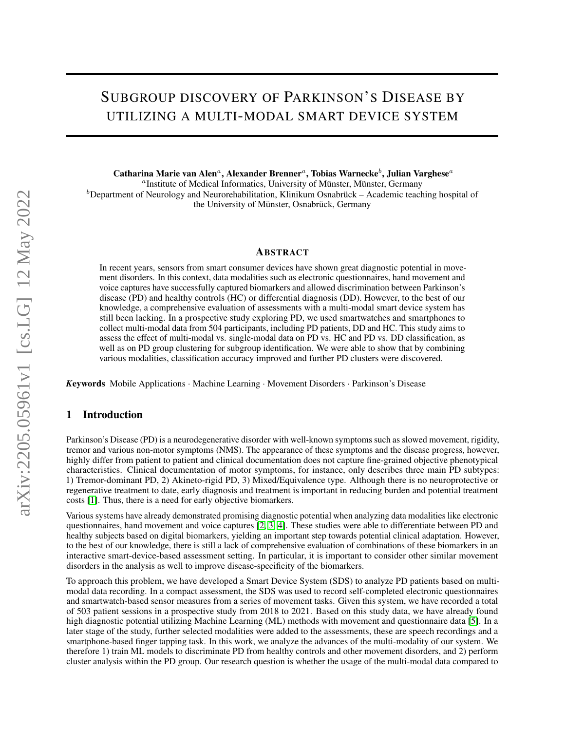# Subgroup discovery of Parkinson's Disease by utilizing a multi-modal smart device system

**Catharina Marie van Alen**[a], **Alexander Brenner**[a], **Tobias Warnecke**[b], **Julian Varghese**[a]

[a]Institute of Medical Informatics, University of Münster, Münster, Germany

[b]Department of Neurology and Neurorehabilitation, Klinikum Osnabrück – Academic teaching hospital of the University of Münster, Osnabrück, Germany

## Abstract

In recent years, sensors from smart consumer devices have shown great diagnostic potential in movement disorders. In this context, data modalities such as electronic questionnaires, hand movement and voice captures have successfully captured biomarkers and allowed discrimination between Parkinson's disease (PD) and healthy controls (HC) or differential diagnosis (DD). However, to the best of our knowledge, a comprehensive evaluation of assessments with a multi-modal smart device system has still been lacking. In a prospective study exploring PD, we used smartwatches and smartphones to collect multi-modal data from 504 participants, including PD patients, DD and HC. This study aims to assess the effect of multi-modal vs. single-modal data on PD vs. HC and PD vs. DD classification, as well as on PD group clustering for subgroup identification. We were able to show that by combining various modalities, classification accuracy improved and further PD clusters were discovered.

***Keywords*** Mobile Applications · Machine Learning · Movement Disorders · Parkinson's Disease

## 1 Introduction

Parkinson's Disease (PD) is a neurodegenerative disorder with well-known symptoms such as slowed movement, rigidity, tremor and various non-motor symptoms (NMS). The appearance of these symptoms and the disease progress, however, highly differ from patient to patient and clinical documentation does not capture fine-grained objective phenotypical characteristics. Clinical documentation of motor symptoms, for instance, only describes three main PD subtypes: 1) Tremor-dominant PD, 2) Akineto-rigid PD, 3) Mixed/Equivalence type. Although there is no neuroprotective or regenerative treatment to date, early diagnosis and treatment is important in reducing burden and potential treatment costs [1]. Thus, there is a need for early objective biomarkers.

Various systems have already demonstrated promising diagnostic potential when analyzing data modalities like electronic questionnaires, hand movement and voice captures [2, 3, 4]. These studies were able to differentiate between PD and healthy subjects based on digital biomarkers, yielding an important step towards potential clinical adaptation. However, to the best of our knowledge, there is still a lack of comprehensive evaluation of combinations of these biomarkers in an interactive smart-device-based assessment setting. In particular, it is important to consider other similar movement disorders in the analysis as well to improve disease-specificity of the biomarkers.

To approach this problem, we have developed a Smart Device System (SDS) to analyze PD patients based on multi-modal data recording. In a compact assessment, the SDS was used to record self-completed electronic questionnaires and smartwatch-based sensor measures from a series of movement tasks. Given this system, we have recorded a total of 503 patient sessions in a prospective study from 2018 to 2021. Based on this study data, we have already found high diagnostic potential utilizing Machine Learning (ML) methods with movement and questionnaire data [5]. In a later stage of the study, further selected modalities were added to the assessments, these are speech recordings and a smartphone-based finger tapping task. In this work, we analyze the advances of the multi-modality of our system. We therefore 1) train ML models to discriminate PD from healthy controls and other movement disorders, and 2) perform cluster analysis within the PD group. Our research question is whether the usage of the multi-modal data compared to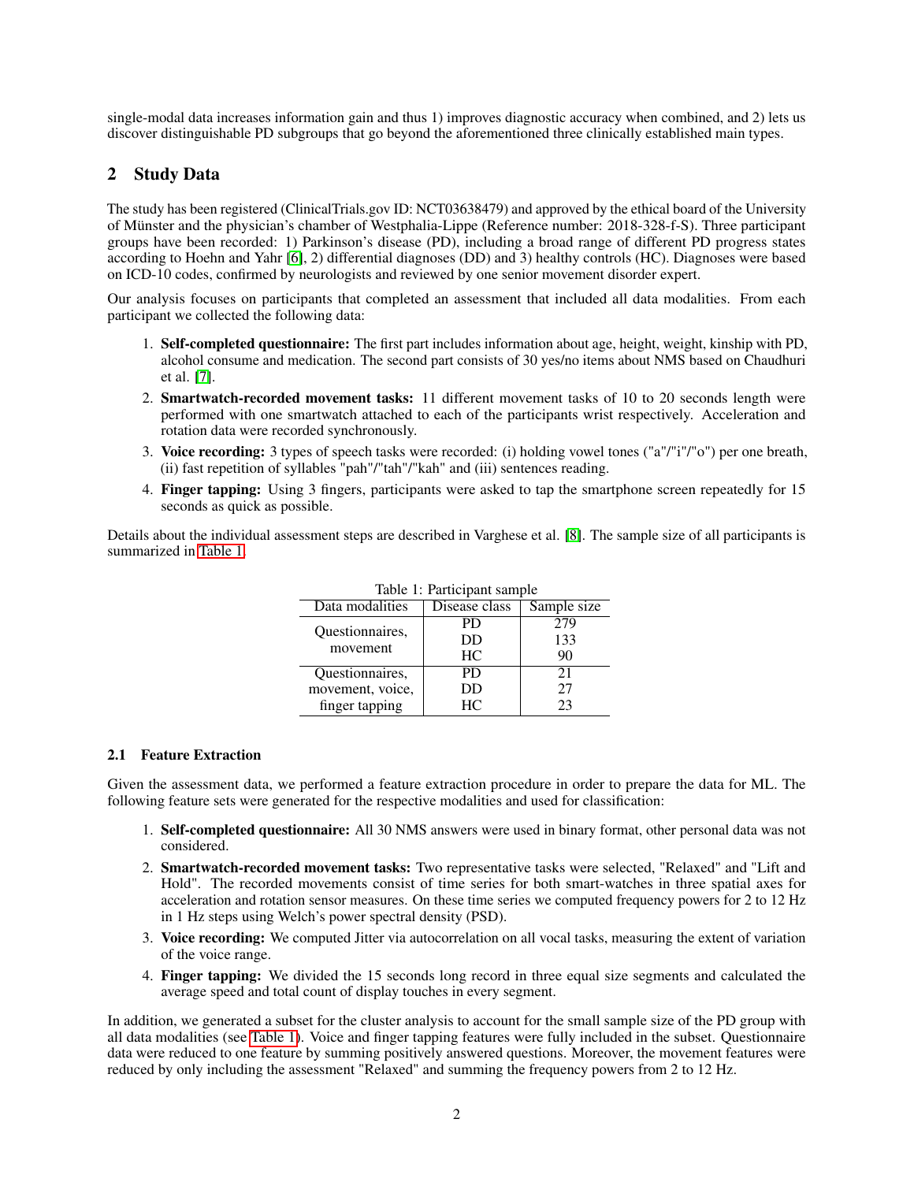single-modal data increases information gain and thus 1) improves diagnostic accuracy when combined, and 2) lets us discover distinguishable PD subgroups that go beyond the aforementioned three clinically established main types.

## 2 Study Data

The study has been registered (ClinicalTrials.gov ID: NCT03638479) and approved by the ethical board of the University of Münster and the physician's chamber of Westphalia-Lippe (Reference number: 2018-328-f-S). Three participant groups have been recorded: 1) Parkinson's disease (PD), including a broad range of different PD progress states according to Hoehn and Yahr [6], 2) differential diagnoses (DD) and 3) healthy controls (HC). Diagnoses were based on ICD-10 codes, confirmed by neurologists and reviewed by one senior movement disorder expert.

Our analysis focuses on participants that completed an assessment that included all data modalities. From each participant we collected the following data:

1. **Self-completed questionnaire:** The first part includes information about age, height, weight, kinship with PD, alcohol consume and medication. The second part consists of 30 yes/no items about NMS based on Chaudhuri et al. [7].
2. **Smartwatch-recorded movement tasks:** 11 different movement tasks of 10 to 20 seconds length were performed with one smartwatch attached to each of the participants wrist respectively. Acceleration and rotation data were recorded synchronously.
3. **Voice recording:** 3 types of speech tasks were recorded: (i) holding vowel tones ("a"/"i"/"o") per one breath, (ii) fast repetition of syllables "pah"/"tah"/"kah" and (iii) sentences reading.
4. **Finger tapping:** Using 3 fingers, participants were asked to tap the smartphone screen repeatedly for 15 seconds as quick as possible.

Details about the individual assessment steps are described in Varghese et al. [8]. The sample size of all participants is summarized in Table 1.

Table 1: Participant sample

| Data modalities | Disease class | Sample size |
|---|---|---|
| Questionnaires, movement | PD | 279 |
| | DD | 133 |
| | HC | 90 |
| Questionnaires, movement, voice, finger tapping | PD | 21 |
| | DD | 27 |
| | HC | 23 |

### 2.1 Feature Extraction

Given the assessment data, we performed a feature extraction procedure in order to prepare the data for ML. The following feature sets were generated for the respective modalities and used for classification:

1. **Self-completed questionnaire:** All 30 NMS answers were used in binary format, other personal data was not considered.
2. **Smartwatch-recorded movement tasks:** Two representative tasks were selected, "Relaxed" and "Lift and Hold". The recorded movements consist of time series for both smart-watches in three spatial axes for acceleration and rotation sensor measures. On these time series we computed frequency powers for 2 to 12 Hz in 1 Hz steps using Welch's power spectral density (PSD).
3. **Voice recording:** We computed Jitter via autocorrelation on all vocal tasks, measuring the extent of variation of the voice range.
4. **Finger tapping:** We divided the 15 seconds long record in three equal size segments and calculated the average speed and total count of display touches in every segment.

In addition, we generated a subset for the cluster analysis to account for the small sample size of the PD group with all data modalities (see Table 1). Voice and finger tapping features were fully included in the subset. Questionnaire data were reduced to one feature by summing positively answered questions. Moreover, the movement features were reduced by only including the assessment "Relaxed" and summing the frequency powers from 2 to 12 Hz.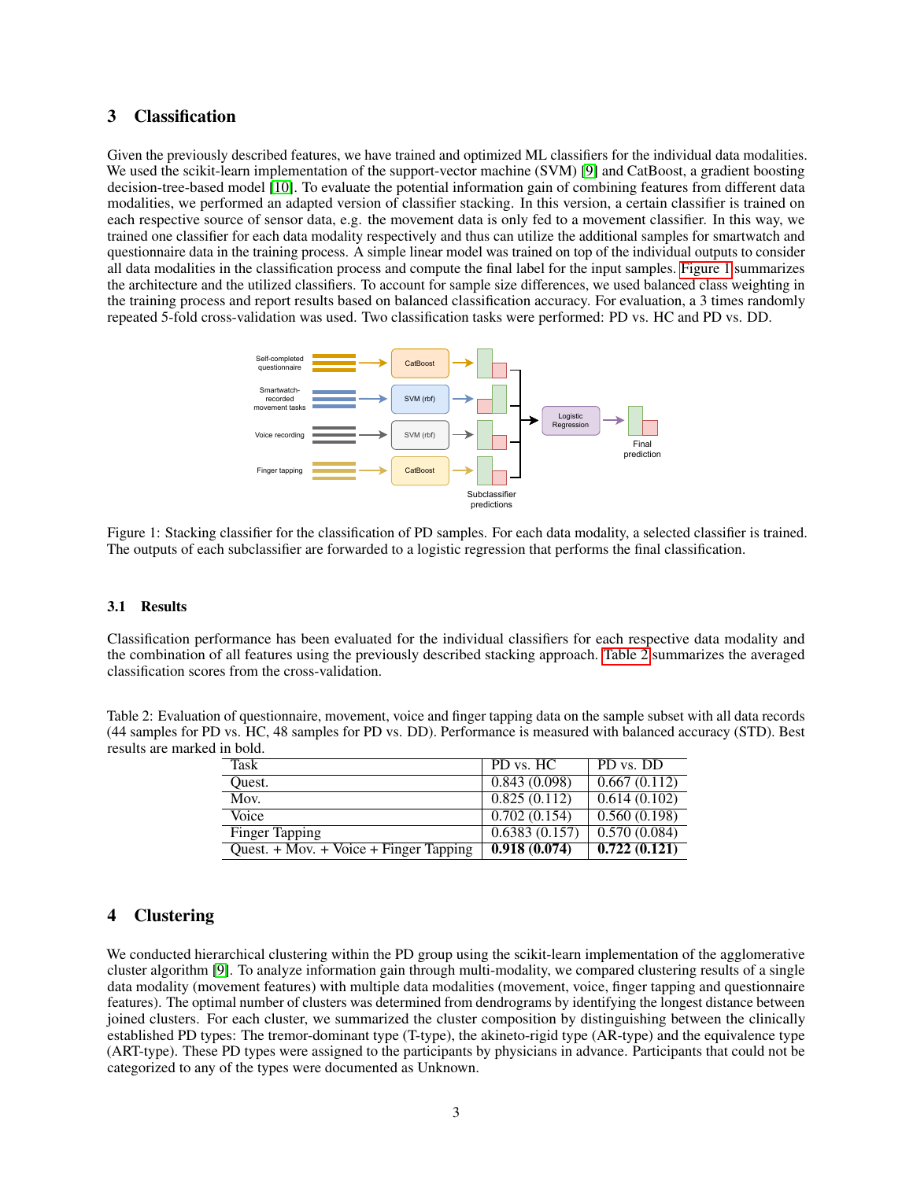## 3 Classification

Given the previously described features, we have trained and optimized ML classifiers for the individual data modalities. We used the scikit-learn implementation of the support-vector machine (SVM) [9] and CatBoost, a gradient boosting decision-tree-based model [10]. To evaluate the potential information gain of combining features from different data modalities, we performed an adapted version of classifier stacking. In this version, a certain classifier is trained on each respective source of sensor data, e.g. the movement data is only fed to a movement classifier. In this way, we trained one classifier for each data modality respectively and thus can utilize the additional samples for smartwatch and questionnaire data in the training process. A simple linear model was trained on top of the individual outputs to consider all data modalities in the classification process and compute the final label for the input samples. Figure 1 summarizes the architecture and the utilized classifiers. To account for sample size differences, we used balanced class weighting in the training process and report results based on balanced classification accuracy. For evaluation, a 3 times randomly repeated 5-fold cross-validation was used. Two classification tasks were performed: PD vs. HC and PD vs. DD.

Figure 1: Stacking classifier for the classification of PD samples. For each data modality, a selected classifier is trained. The outputs of each subclassifier are forwarded to a logistic regression that performs the final classification.

### 3.1 Results

Classification performance has been evaluated for the individual classifiers for each respective data modality and the combination of all features using the previously described stacking approach. Table 2 summarizes the averaged classification scores from the cross-validation.

Table 2: Evaluation of questionnaire, movement, voice and finger tapping data on the sample subset with all data records (44 samples for PD vs. HC, 48 samples for PD vs. DD). Performance is measured with balanced accuracy (STD). Best results are marked in bold.

| Task | PD vs. HC | PD vs. DD |
|---|---|---|
| Quest. | 0.843 (0.098) | 0.667 (0.112) |
| Mov. | 0.825 (0.112) | 0.614 (0.102) |
| Voice | 0.702 (0.154) | 0.560 (0.198) |
| Finger Tapping | 0.6383 (0.157) | 0.570 (0.084) |
| Quest. + Mov. + Voice + Finger Tapping | **0.918 (0.074)** | **0.722 (0.121)** |

## 4 Clustering

We conducted hierarchical clustering within the PD group using the scikit-learn implementation of the agglomerative cluster algorithm [9]. To analyze information gain through multi-modality, we compared clustering results of a single data modality (movement features) with multiple data modalities (movement, voice, finger tapping and questionnaire features). The optimal number of clusters was determined from dendrograms by identifying the longest distance between joined clusters. For each cluster, we summarized the cluster composition by distinguishing between the clinically established PD types: The tremor-dominant type (T-type), the akineto-rigid type (AR-type) and the equivalence type (ART-type). These PD types were assigned to the participants by physicians in advance. Participants that could not be categorized to any of the types were documented as Unknown.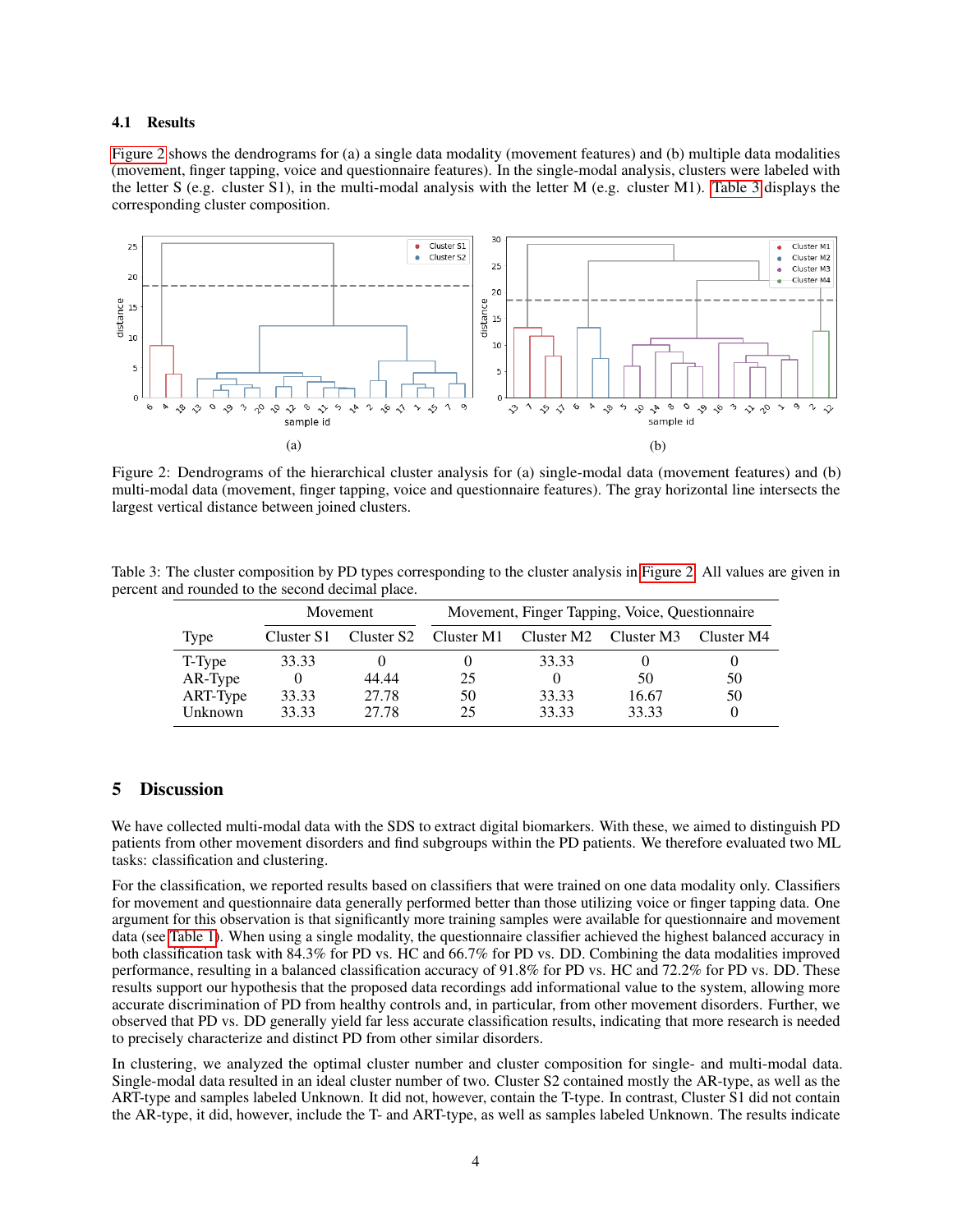### 4.1 Results

Figure 2 shows the dendrograms for (a) a single data modality (movement features) and (b) multiple data modalities (movement, finger tapping, voice and questionnaire features). In the single-modal analysis, clusters were labeled with the letter S (e.g. cluster S1), in the multi-modal analysis with the letter M (e.g. cluster M1). Table 3 displays the corresponding cluster composition.

(a)

(b)

Figure 2: Dendrograms of the hierarchical cluster analysis for (a) single-modal data (movement features) and (b) multi-modal data (movement, finger tapping, voice and questionnaire features). The gray horizontal line intersects the largest vertical distance between joined clusters.

Table 3: The cluster composition by PD types corresponding to the cluster analysis in Figure 2. All values are given in percent and rounded to the second decimal place.

| | Movement | | Movement, Finger Tapping, Voice, Questionnaire | | | |
|---|---|---|---|---|---|---|
| Type | Cluster S1 | Cluster S2 | Cluster M1 | Cluster M2 | Cluster M3 | Cluster M4 |
| T-Type | 33.33 | 0 | 0 | 33.33 | 0 | 0 |
| AR-Type | 0 | 44.44 | 25 | 0 | 50 | 50 |
| ART-Type | 33.33 | 27.78 | 50 | 33.33 | 16.67 | 50 |
| Unknown | 33.33 | 27.78 | 25 | 33.33 | 33.33 | 0 |

## 5 Discussion

We have collected multi-modal data with the SDS to extract digital biomarkers. With these, we aimed to distinguish PD patients from other movement disorders and find subgroups within the PD patients. We therefore evaluated two ML tasks: classification and clustering.

For the classification, we reported results based on classifiers that were trained on one data modality only. Classifiers for movement and questionnaire data generally performed better than those utilizing voice or finger tapping data. One argument for this observation is that significantly more training samples were available for questionnaire and movement data (see Table 1). When using a single modality, the questionnaire classifier achieved the highest balanced accuracy in both classification task with 84.3% for PD vs. HC and 66.7% for PD vs. DD. Combining the data modalities improved performance, resulting in a balanced classification accuracy of 91.8% for PD vs. HC and 72.2% for PD vs. DD. These results support our hypothesis that the proposed data recordings add informational value to the system, allowing more accurate discrimination of PD from healthy controls and, in particular, from other movement disorders. Further, we observed that PD vs. DD generally yield far less accurate classification results, indicating that more research is needed to precisely characterize and distinct PD from other similar disorders.

In clustering, we analyzed the optimal cluster number and cluster composition for single- and multi-modal data. Single-modal data resulted in an ideal cluster number of two. Cluster S2 contained mostly the AR-type, as well as the ART-type and samples labeled Unknown. It did not, however, contain the T-type. In contrast, Cluster S1 did not contain the AR-type, it did, however, include the T- and ART-type, as well as samples labeled Unknown. The results indicate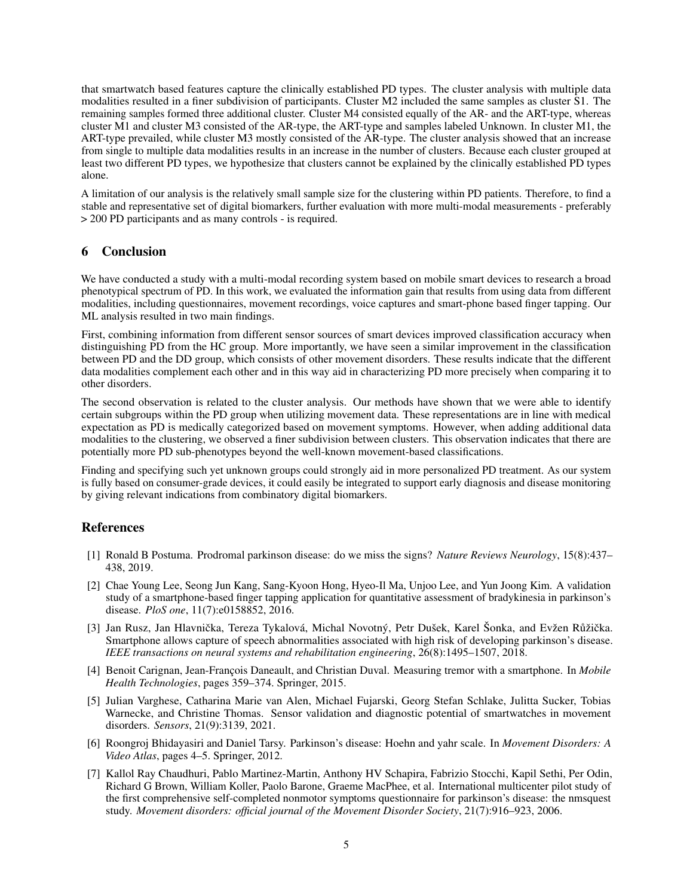that smartwatch based features capture the clinically established PD types. The cluster analysis with multiple data modalities resulted in a finer subdivision of participants. Cluster M2 included the same samples as cluster S1. The remaining samples formed three additional cluster. Cluster M4 consisted equally of the AR- and the ART-type, whereas cluster M1 and cluster M3 consisted of the AR-type, the ART-type and samples labeled Unknown. In cluster M1, the ART-type prevailed, while cluster M3 mostly consisted of the AR-type. The cluster analysis showed that an increase from single to multiple data modalities results in an increase in the number of clusters. Because each cluster grouped at least two different PD types, we hypothesize that clusters cannot be explained by the clinically established PD types alone.

A limitation of our analysis is the relatively small sample size for the clustering within PD patients. Therefore, to find a stable and representative set of digital biomarkers, further evaluation with more multi-modal measurements - preferably > 200 PD participants and as many controls - is required.

## 6 Conclusion

We have conducted a study with a multi-modal recording system based on mobile smart devices to research a broad phenotypical spectrum of PD. In this work, we evaluated the information gain that results from using data from different modalities, including questionnaires, movement recordings, voice captures and smart-phone based finger tapping. Our ML analysis resulted in two main findings.

First, combining information from different sensor sources of smart devices improved classification accuracy when distinguishing PD from the HC group. More importantly, we have seen a similar improvement in the classification between PD and the DD group, which consists of other movement disorders. These results indicate that the different data modalities complement each other and in this way aid in characterizing PD more precisely when comparing it to other disorders.

The second observation is related to the cluster analysis. Our methods have shown that we were able to identify certain subgroups within the PD group when utilizing movement data. These representations are in line with medical expectation as PD is medically categorized based on movement symptoms. However, when adding additional data modalities to the clustering, we observed a finer subdivision between clusters. This observation indicates that there are potentially more PD sub-phenotypes beyond the well-known movement-based classifications.

Finding and specifying such yet unknown groups could strongly aid in more personalized PD treatment. As our system is fully based on consumer-grade devices, it could easily be integrated to support early diagnosis and disease monitoring by giving relevant indications from combinatory digital biomarkers.

## References

[1] Ronald B Postuma. Prodromal parkinson disease: do we miss the signs? *Nature Reviews Neurology*, 15(8):437–438, 2019.

[2] Chae Young Lee, Seong Jun Kang, Sang-Kyoon Hong, Hyeo-Il Ma, Unjoo Lee, and Yun Joong Kim. A validation study of a smartphone-based finger tapping application for quantitative assessment of bradykinesia in parkinson's disease. *PloS one*, 11(7):e0158852, 2016.

[3] Jan Rusz, Jan Hlavnička, Tereza Tykalová, Michal Novotný, Petr Dušek, Karel Šonka, and Evžen Růžička. Smartphone allows capture of speech abnormalities associated with high risk of developing parkinson's disease. *IEEE transactions on neural systems and rehabilitation engineering*, 26(8):1495–1507, 2018.

[4] Benoit Carignan, Jean-François Daneault, and Christian Duval. Measuring tremor with a smartphone. In *Mobile Health Technologies*, pages 359–374. Springer, 2015.

[5] Julian Varghese, Catharina Marie van Alen, Michael Fujarski, Georg Stefan Schlake, Julitta Sucker, Tobias Warnecke, and Christine Thomas. Sensor validation and diagnostic potential of smartwatches in movement disorders. *Sensors*, 21(9):3139, 2021.

[6] Roongroj Bhidayasiri and Daniel Tarsy. Parkinson's disease: Hoehn and yahr scale. In *Movement Disorders: A Video Atlas*, pages 4–5. Springer, 2012.

[7] Kallol Ray Chaudhuri, Pablo Martinez-Martin, Anthony HV Schapira, Fabrizio Stocchi, Kapil Sethi, Per Odin, Richard G Brown, William Koller, Paolo Barone, Graeme MacPhee, et al. International multicenter pilot study of the first comprehensive self-completed nonmotor symptoms questionnaire for parkinson's disease: the nmsquest study. *Movement disorders: official journal of the Movement Disorder Society*, 21(7):916–923, 2006.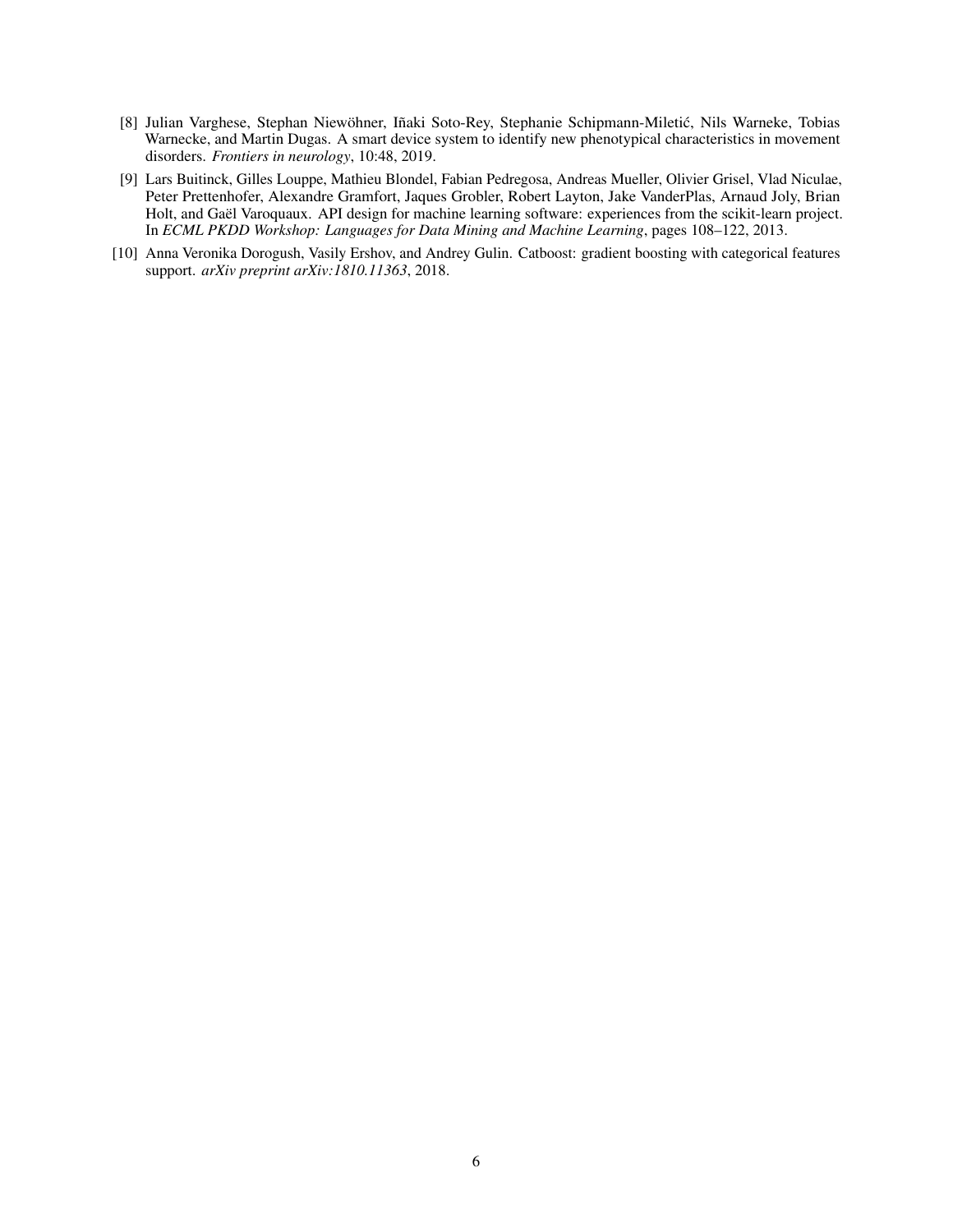[8] Julian Varghese, Stephan Niewöhner, Iñaki Soto-Rey, Stephanie Schipmann-Miletić, Nils Warneke, Tobias Warnecke, and Martin Dugas. A smart device system to identify new phenotypical characteristics in movement disorders. *Frontiers in neurology*, 10:48, 2019.

[9] Lars Buitinck, Gilles Louppe, Mathieu Blondel, Fabian Pedregosa, Andreas Mueller, Olivier Grisel, Vlad Niculae, Peter Prettenhofer, Alexandre Gramfort, Jaques Grobler, Robert Layton, Jake VanderPlas, Arnaud Joly, Brian Holt, and Gaël Varoquaux. API design for machine learning software: experiences from the scikit-learn project. In *ECML PKDD Workshop: Languages for Data Mining and Machine Learning*, pages 108–122, 2013.

[10] Anna Veronika Dorogush, Vasily Ershov, and Andrey Gulin. Catboost: gradient boosting with categorical features support. *arXiv preprint arXiv:1810.11363*, 2018.